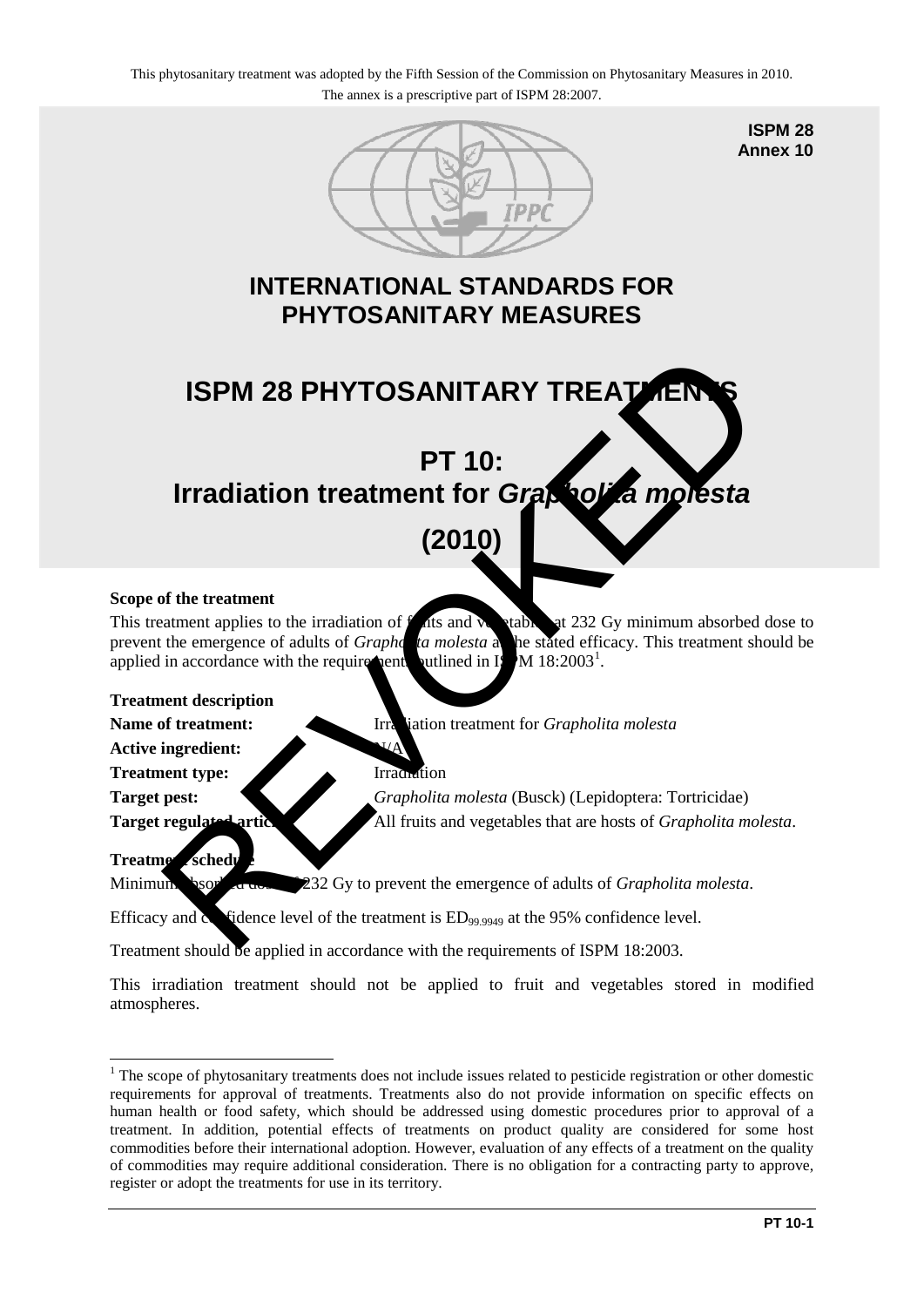This phytosanitary treatment was adopted by the Fifth Session of the Commission on Phytosanitary Measures in 2010.
The annex is a prescriptive part of ISPM 28:2007.

**ISPM 28**
**Annex 10**

# INTERNATIONAL STANDARDS FOR PHYTOSANITARY MEASURES

# ISPM 28 PHYTOSANITARY TREATMENTS

# PT 10: Irradiation treatment for *Grapholita molesta* (2010)

REVOKED

**Scope of the treatment**

This treatment applies to the irradiation of fruits and vegetables at 232 Gy minimum absorbed dose to prevent the emergence of adults of *Grapholita molesta* at the stated efficacy. This treatment should be applied in accordance with the requirements outlined in ISPM 18:2003[1].

**Treatment description**

**Name of treatment:** Irradiation treatment for *Grapholita molesta*

**Active ingredient:** N/A

**Treatment type:** Irradiation

**Target pest:** *Grapholita molesta* (Busck) (Lepidoptera: Tortricidae)

**Target regulated articles:** All fruits and vegetables that are hosts of *Grapholita molesta*.

**Treatment schedule**

Minimum absorbed dose of 232 Gy to prevent the emergence of adults of *Grapholita molesta*.

Efficacy and confidence level of the treatment is $ED_{99.9949}$ at the 95% confidence level.

Treatment should be applied in accordance with the requirements of ISPM 18:2003.

This irradiation treatment should not be applied to fruit and vegetables stored in modified atmospheres.

---

[1] The scope of phytosanitary treatments does not include issues related to pesticide registration or other domestic requirements for approval of treatments. Treatments also do not provide information on specific effects on human health or food safety, which should be addressed using domestic procedures prior to approval of a treatment. In addition, potential effects of treatments on product quality are considered for some host commodities before their international adoption. However, evaluation of any effects of a treatment on the quality of commodities may require additional consideration. There is no obligation for a contracting party to approve, register or adopt the treatments for use in its territory.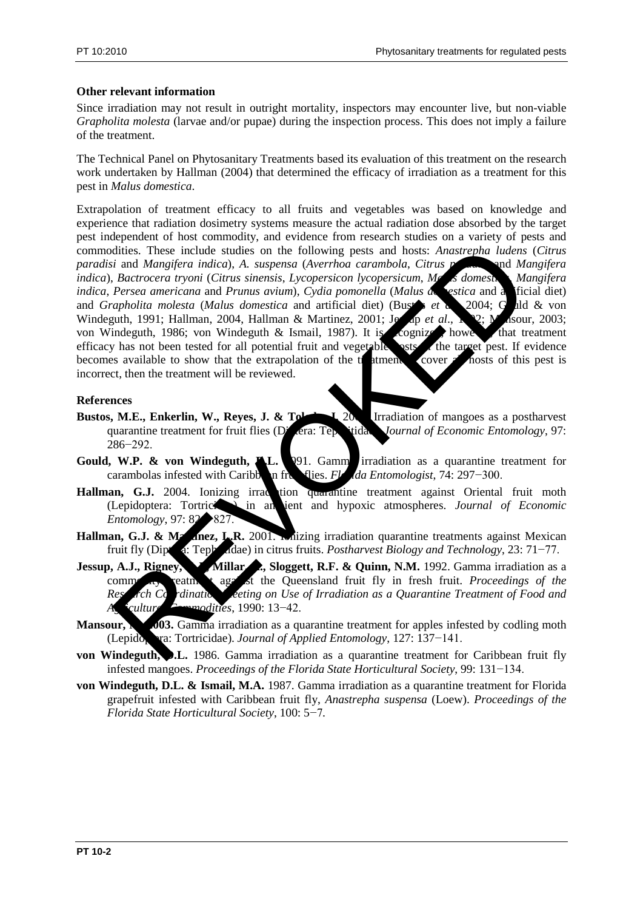**Other relevant information**

Since irradiation may not result in outright mortality, inspectors may encounter live, but non-viable *Grapholita molesta* (larvae and/or pupae) during the inspection process. This does not imply a failure of the treatment.

The Technical Panel on Phytosanitary Treatments based its evaluation of this treatment on the research work undertaken by Hallman (2004) that determined the efficacy of irradiation as a treatment for this pest in *Malus domestica*.

Extrapolation of treatment efficacy to all fruits and vegetables was based on knowledge and experience that radiation dosimetry systems measure the actual radiation dose absorbed by the target pest independent of host commodity, and evidence from research studies on a variety of pests and commodities. These include studies on the following pests and hosts: *Anastrepha ludens* (*Citrus paradisi* and *Mangifera indica*), *A. suspensa* (*Averrhoa carambola*, *Citrus paradisi* and *Mangifera indica*), *Bactrocera tryoni* (*Citrus sinensis*, *Lycopersicon lycopersicum*, *Malus domestica*, *Mangifera indica*, *Persea americana* and *Prunus avium*), *Cydia pomonella* (*Malus domestica* and artificial diet) and *Grapholita molesta* (*Malus domestica* and artificial diet) (Bustos *et al.*, 2004; Gould & von Windeguth, 1991; Hallman, 2004, Hallman & Martinez, 2001; Jessup *et al.*, 1992; Mansour, 2003; von Windeguth, 1986; von Windeguth & Ismail, 1987). It is recognized, however, that treatment efficacy has not been tested for all potential fruit and vegetable hosts of the target pest. If evidence becomes available to show that the extrapolation of the treatment to cover all hosts of this pest is incorrect, then the treatment will be reviewed.

**References**

**Bustos, M.E., Enkerlin, W., Reyes, J. & Toledo, J.** 2004. Irradiation of mangoes as a postharvest quarantine treatment for fruit flies (Diptera: Tephritidae). *Journal of Economic Entomology*, 97: 286−292.

**Gould, W.P. & von Windeguth, D.L.** 1991. Gamma irradiation as a quarantine treatment for carambolas infested with Caribbean fruit flies. *Florida Entomologist*, 74: 297−300.

**Hallman, G.J.** 2004. Ionizing irradiation quarantine treatment against Oriental fruit moth (Lepidoptera: Tortricidae) in ambient and hypoxic atmospheres. *Journal of Economic Entomology*, 97: 824−827.

**Hallman, G.J. & Martinez, L.R.** 2001. Ionizing irradiation quarantine treatments against Mexican fruit fly (Diptera: Tephritidae) in citrus fruits. *Postharvest Biology and Technology*, 23: 71−77.

**Jessup, A.J., Rigney, C.J., Millar, A., Sloggett, R.F. & Quinn, N.M.** 1992. Gamma irradiation as a commodity treatment against the Queensland fruit fly in fresh fruit. *Proceedings of the Research Coordination Meeting on Use of Irradiation as a Quarantine Treatment of Food and Agricultural Commodities*, 1990: 13−42.

**Mansour, M.** 2003. Gamma irradiation as a quarantine treatment for apples infested by codling moth (Lepidoptera: Tortricidae). *Journal of Applied Entomology*, 127: 137−141.

**von Windeguth, D.L.** 1986. Gamma irradiation as a quarantine treatment for Caribbean fruit fly infested mangoes. *Proceedings of the Florida State Horticultural Society*, 99: 131−134.

**von Windeguth, D.L. & Ismail, M.A.** 1987. Gamma irradiation as a quarantine treatment for Florida grapefruit infested with Caribbean fruit fly, *Anastrepha suspensa* (Loew). *Proceedings of the Florida State Horticultural Society*, 100: 5−7.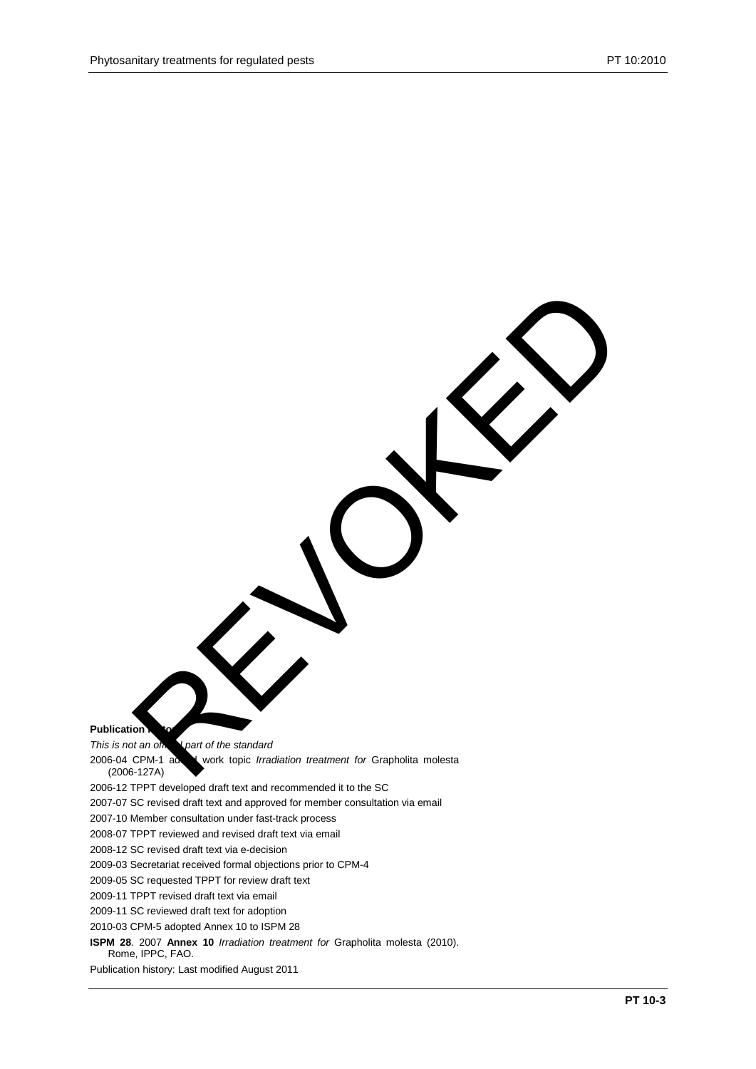REVOKED

**Publication history**

*This is not an official part of the standard*

2006-04 CPM-1 added work topic *Irradiation treatment for* Grapholita molesta (2006-127A)

2006-12 TPPT developed draft text and recommended it to the SC

2007-07 SC revised draft text and approved for member consultation via email

2007-10 Member consultation under fast-track process

2008-07 TPPT reviewed and revised draft text via email

2008-12 SC revised draft text via e-decision

2009-03 Secretariat received formal objections prior to CPM-4

2009-05 SC requested TPPT for review draft text

2009-11 TPPT revised draft text via email

2009-11 SC reviewed draft text for adoption

2010-03 CPM-5 adopted Annex 10 to ISPM 28

**ISPM 28**. 2007 **Annex 10** *Irradiation treatment for* Grapholita molesta (2010). Rome, IPPC, FAO.

Publication history: Last modified August 2011